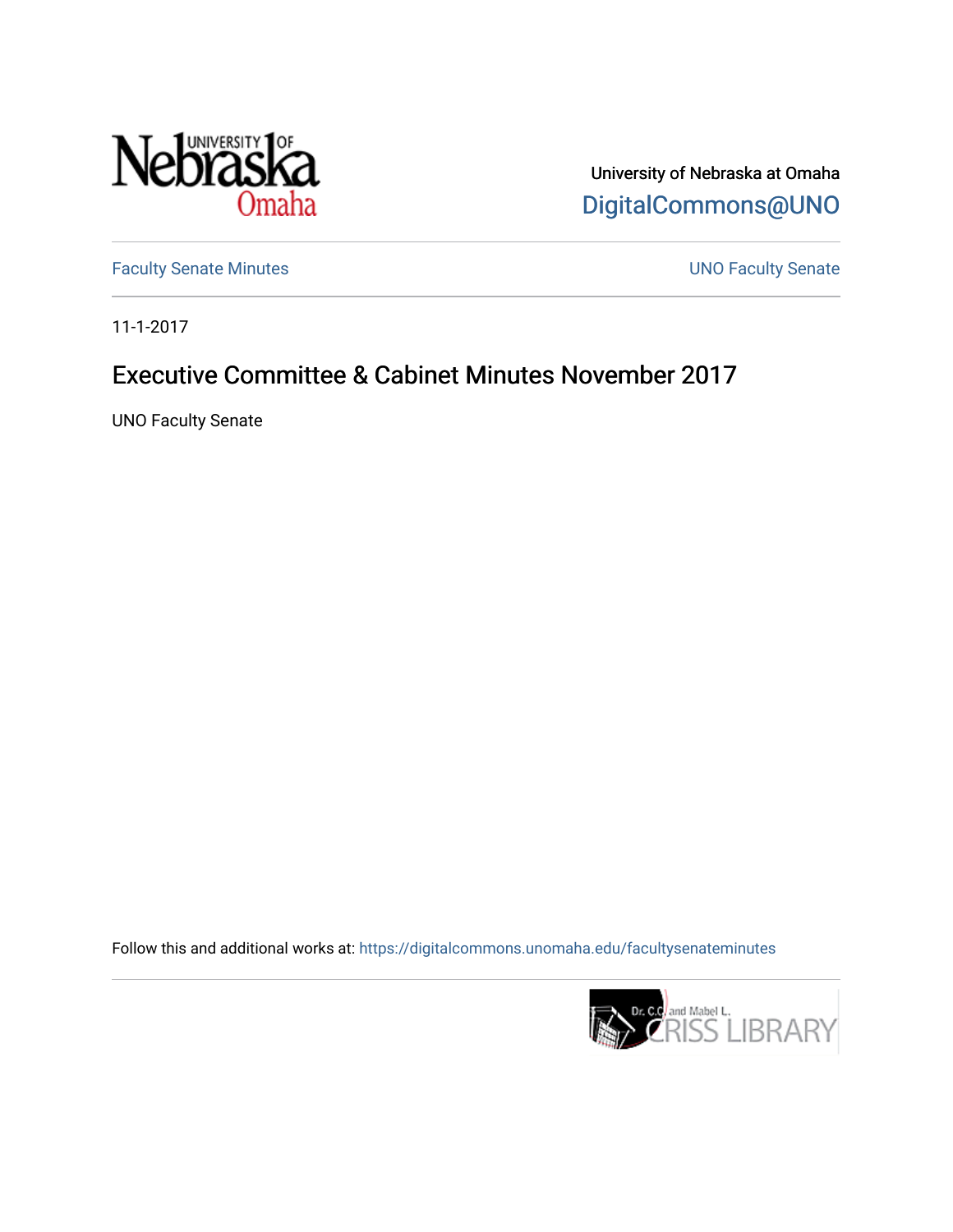University of Nebraska at Omaha

DigitalCommons@UNO

Faculty Senate Minutes

UNO Faculty Senate

11-1-2017

# Executive Committee & Cabinet Minutes November 2017

UNO Faculty Senate

Follow this and additional works at: https://digitalcommons.unomaha.edu/facultysenateminutes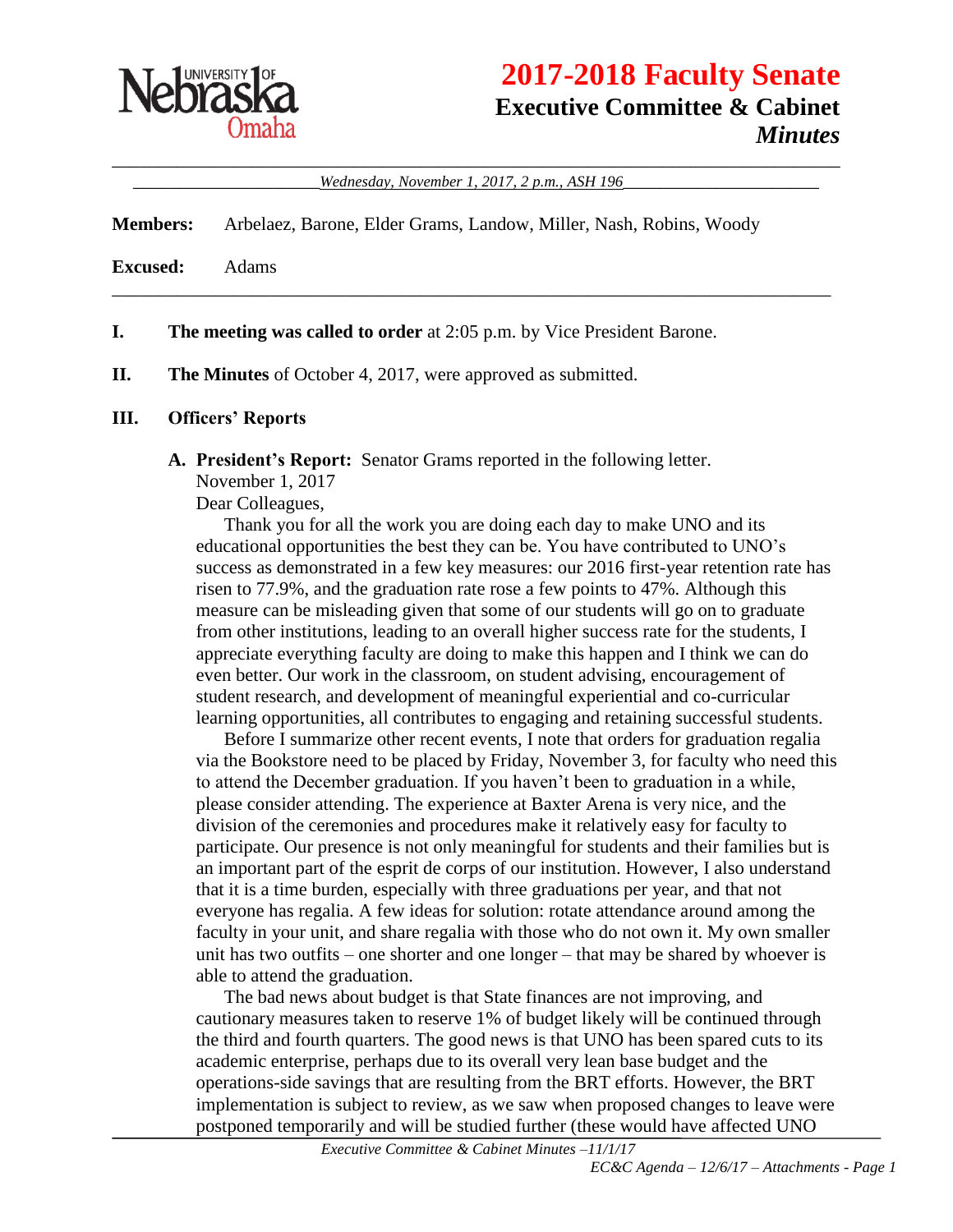# 2017-2018 Faculty Senate

## Executive Committee & Cabinet

### *Minutes*

*Wednesday, November 1, 2017, 2 p.m., ASH 196*

**Members:** Arbelaez, Barone, Elder Grams, Landow, Miller, Nash, Robins, Woody

**Excused:** Adams

**I. The meeting was called to order** at 2:05 p.m. by Vice President Barone.

**II. The Minutes** of October 4, 2017, were approved as submitted.

**III. Officers' Reports**

**A. President's Report:** Senator Grams reported in the following letter.

November 1, 2017

Dear Colleagues,

Thank you for all the work you are doing each day to make UNO and its educational opportunities the best they can be. You have contributed to UNO's success as demonstrated in a few key measures: our 2016 first-year retention rate has risen to 77.9%, and the graduation rate rose a few points to 47%. Although this measure can be misleading given that some of our students will go on to graduate from other institutions, leading to an overall higher success rate for the students, I appreciate everything faculty are doing to make this happen and I think we can do even better. Our work in the classroom, on student advising, encouragement of student research, and development of meaningful experiential and co-curricular learning opportunities, all contributes to engaging and retaining successful students.

Before I summarize other recent events, I note that orders for graduation regalia via the Bookstore need to be placed by Friday, November 3, for faculty who need this to attend the December graduation. If you haven't been to graduation in a while, please consider attending. The experience at Baxter Arena is very nice, and the division of the ceremonies and procedures make it relatively easy for faculty to participate. Our presence is not only meaningful for students and their families but is an important part of the esprit de corps of our institution. However, I also understand that it is a time burden, especially with three graduations per year, and that not everyone has regalia. A few ideas for solution: rotate attendance around among the faculty in your unit, and share regalia with those who do not own it. My own smaller unit has two outfits – one shorter and one longer – that may be shared by whoever is able to attend the graduation.

The bad news about budget is that State finances are not improving, and cautionary measures taken to reserve 1% of budget likely will be continued through the third and fourth quarters. The good news is that UNO has been spared cuts to its academic enterprise, perhaps due to its overall very lean base budget and the operations-side savings that are resulting from the BRT efforts. However, the BRT implementation is subject to review, as we saw when proposed changes to leave were postponed temporarily and will be studied further (these would have affected UNO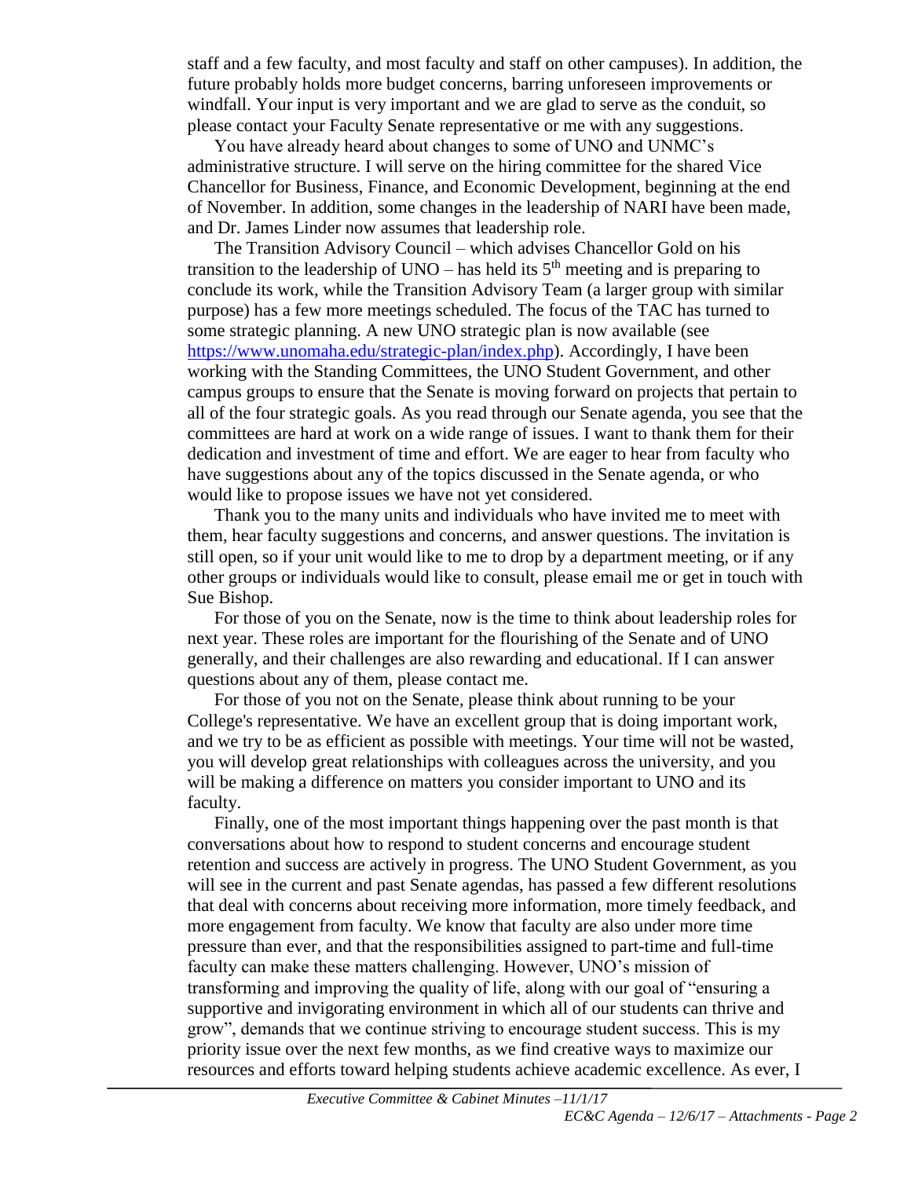staff and a few faculty, and most faculty and staff on other campuses). In addition, the future probably holds more budget concerns, barring unforeseen improvements or windfall. Your input is very important and we are glad to serve as the conduit, so please contact your Faculty Senate representative or me with any suggestions.

You have already heard about changes to some of UNO and UNMC's administrative structure. I will serve on the hiring committee for the shared Vice Chancellor for Business, Finance, and Economic Development, beginning at the end of November. In addition, some changes in the leadership of NARI have been made, and Dr. James Linder now assumes that leadership role.

The Transition Advisory Council – which advises Chancellor Gold on his transition to the leadership of UNO – has held its 5th meeting and is preparing to conclude its work, while the Transition Advisory Team (a larger group with similar purpose) has a few more meetings scheduled. The focus of the TAC has turned to some strategic planning. A new UNO strategic plan is now available (see https://www.unomaha.edu/strategic-plan/index.php). Accordingly, I have been working with the Standing Committees, the UNO Student Government, and other campus groups to ensure that the Senate is moving forward on projects that pertain to all of the four strategic goals. As you read through our Senate agenda, you see that the committees are hard at work on a wide range of issues. I want to thank them for their dedication and investment of time and effort. We are eager to hear from faculty who have suggestions about any of the topics discussed in the Senate agenda, or who would like to propose issues we have not yet considered.

Thank you to the many units and individuals who have invited me to meet with them, hear faculty suggestions and concerns, and answer questions. The invitation is still open, so if your unit would like to me to drop by a department meeting, or if any other groups or individuals would like to consult, please email me or get in touch with Sue Bishop.

For those of you on the Senate, now is the time to think about leadership roles for next year. These roles are important for the flourishing of the Senate and of UNO generally, and their challenges are also rewarding and educational. If I can answer questions about any of them, please contact me.

For those of you not on the Senate, please think about running to be your College's representative. We have an excellent group that is doing important work, and we try to be as efficient as possible with meetings. Your time will not be wasted, you will develop great relationships with colleagues across the university, and you will be making a difference on matters you consider important to UNO and its faculty.

Finally, one of the most important things happening over the past month is that conversations about how to respond to student concerns and encourage student retention and success are actively in progress. The UNO Student Government, as you will see in the current and past Senate agendas, has passed a few different resolutions that deal with concerns about receiving more information, more timely feedback, and more engagement from faculty. We know that faculty are also under more time pressure than ever, and that the responsibilities assigned to part-time and full-time faculty can make these matters challenging. However, UNO's mission of transforming and improving the quality of life, along with our goal of "ensuring a supportive and invigorating environment in which all of our students can thrive and grow", demands that we continue striving to encourage student success. This is my priority issue over the next few months, as we find creative ways to maximize our resources and efforts toward helping students achieve academic excellence. As ever, I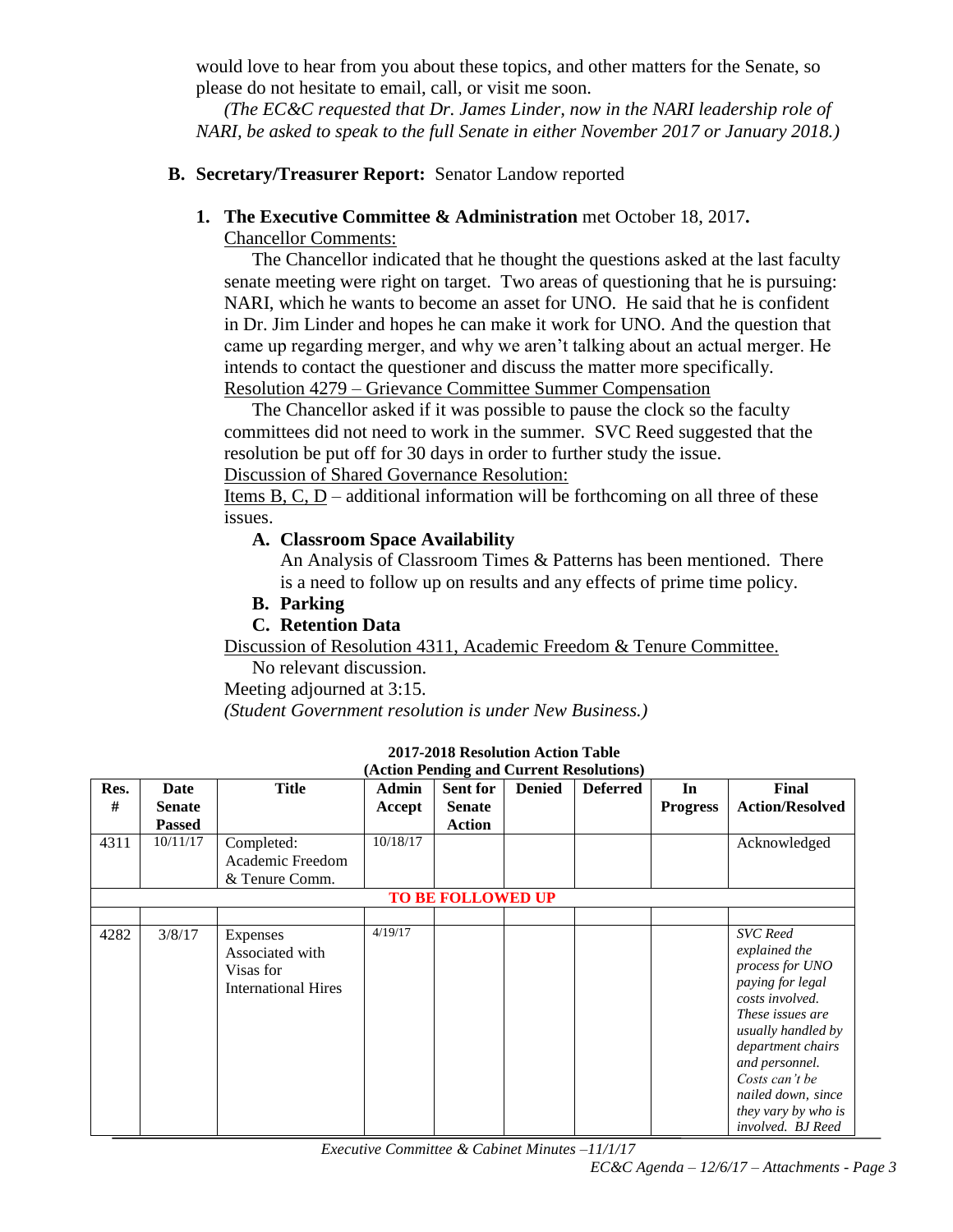would love to hear from you about these topics, and other matters for the Senate, so please do not hesitate to email, call, or visit me soon.

*(The EC&C requested that Dr. James Linder, now in the NARI leadership role of NARI, be asked to speak to the full Senate in either November 2017 or January 2018.)*

**B. Secretary/Treasurer Report:** Senator Landow reported

**1. The Executive Committee & Administration** met October 18, 2017**.**

Chancellor Comments:

The Chancellor indicated that he thought the questions asked at the last faculty senate meeting were right on target. Two areas of questioning that he is pursuing: NARI, which he wants to become an asset for UNO. He said that he is confident in Dr. Jim Linder and hopes he can make it work for UNO. And the question that came up regarding merger, and why we aren't talking about an actual merger. He intends to contact the questioner and discuss the matter more specifically.

Resolution 4279 – Grievance Committee Summer Compensation

The Chancellor asked if it was possible to pause the clock so the faculty committees did not need to work in the summer. SVC Reed suggested that the resolution be put off for 30 days in order to further study the issue.

Discussion of Shared Governance Resolution:

Items B, C, D – additional information will be forthcoming on all three of these issues.

**A. Classroom Space Availability**

An Analysis of Classroom Times & Patterns has been mentioned. There is a need to follow up on results and any effects of prime time policy.

**B. Parking**

**C. Retention Data**

Discussion of Resolution 4311, Academic Freedom & Tenure Committee.

No relevant discussion.

Meeting adjourned at 3:15.

*(Student Government resolution is under New Business.)*

**2017-2018 Resolution Action Table**
**(Action Pending and Current Resolutions)**

| Res. # | Date Senate Passed | Title | Admin Accept | Sent for Senate Action | Denied | Deferred | In Progress | Final Action/Resolved |
|---|---|---|---|---|---|---|---|---|
| 4311 | 10/11/17 | Completed: Academic Freedom & Tenure Comm. | 10/18/17 | | | | | Acknowledged |
| **TO BE FOLLOWED UP** | | | | | | | | |
| | | | | | | | | |
| 4282 | 3/8/17 | Expenses Associated with Visas for International Hires | 4/19/17 | | | | | *SVC Reed explained the process for UNO paying for legal costs involved. These issues are usually handled by department chairs and personnel. Costs can't be nailed down, since they vary by who is involved. BJ Reed* |

*Executive Committee & Cabinet Minutes –11/1/17*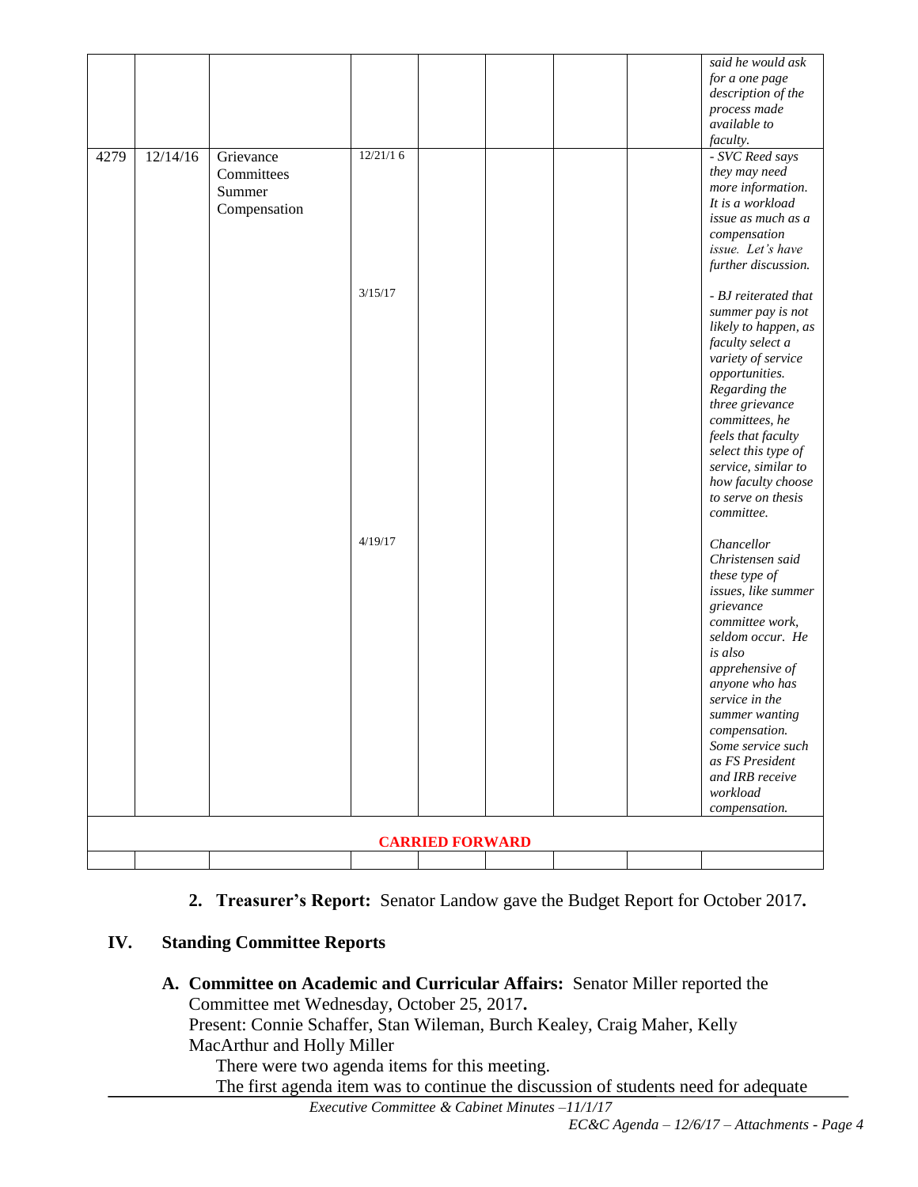| | | | | | | | | |
|---|---|---|---|---|---|---|---|---|
| | | | | | | | | *said he would ask for a one page description of the process made available to faculty.* |
| 4279 | 12/14/16 | Grievance Committees Summer Compensation | 12/21/16 | | | | | *- SVC Reed says they may need more information. It is a workload issue as much as a compensation issue. Let's have further discussion.* |
| | | | 3/15/17 | | | | | *- BJ reiterated that summer pay is not likely to happen, as faculty select a variety of service opportunities. Regarding the three grievance committees, he feels that faculty select this type of service, similar to how faculty choose to serve on thesis committee.* |
| | | | 4/19/17 | | | | | *Chancellor Christensen said these type of issues, like summer grievance committee work, seldom occur. He is also apprehensive of anyone who has service in the summer wanting compensation. Some service such as FS President and IRB receive workload compensation.* |
| **CARRIED FORWARD** | | | | | | | | |
| | | | | | | | | |

2. **Treasurer's Report:** Senator Landow gave the Budget Report for October 2017**.**

## IV. Standing Committee Reports

**A. Committee on Academic and Curricular Affairs:** Senator Miller reported the Committee met Wednesday, October 25, 2017**.**

Present: Connie Schaffer, Stan Wileman, Burch Kealey, Craig Maher, Kelly MacArthur and Holly Miller

There were two agenda items for this meeting.

The first agenda item was to continue the discussion of students need for adequate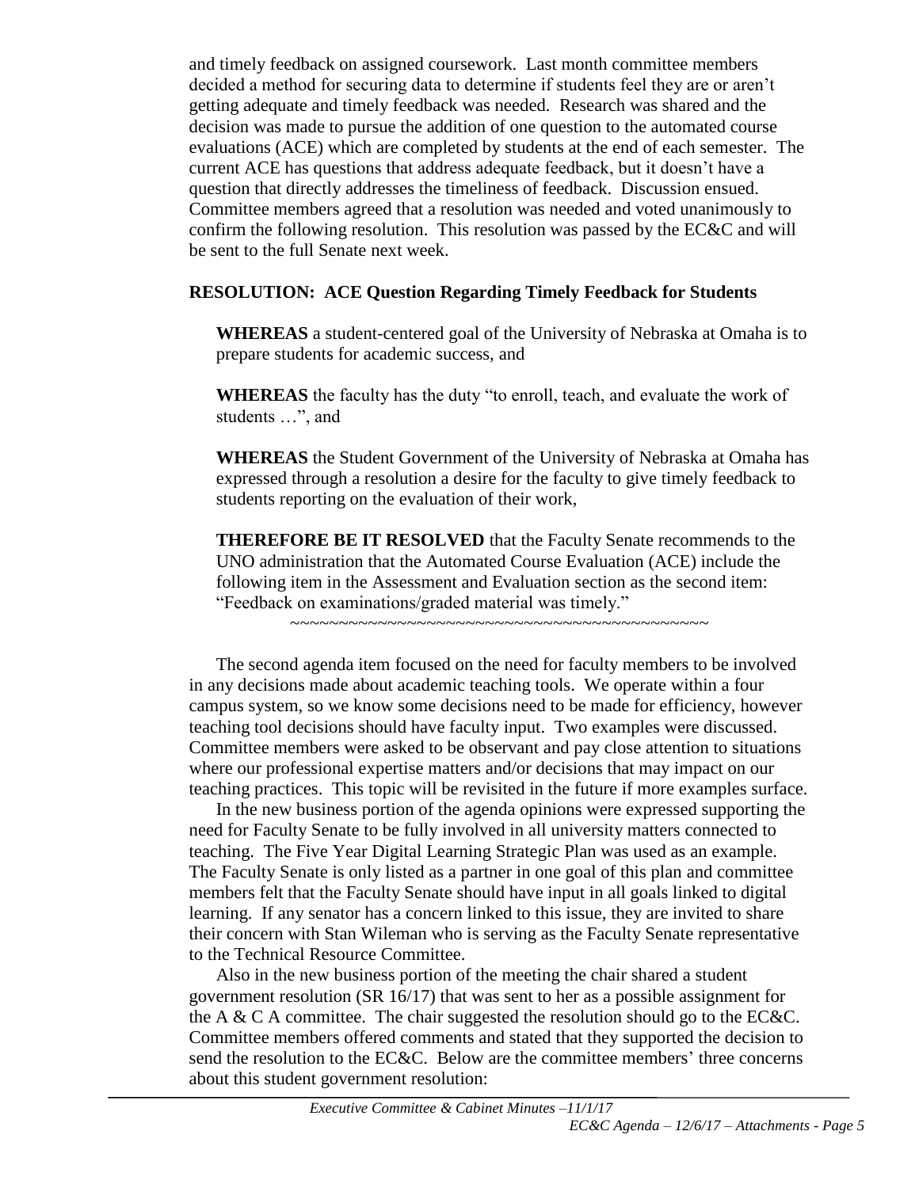and timely feedback on assigned coursework. Last month committee members decided a method for securing data to determine if students feel they are or aren't getting adequate and timely feedback was needed. Research was shared and the decision was made to pursue the addition of one question to the automated course evaluations (ACE) which are completed by students at the end of each semester. The current ACE has questions that address adequate feedback, but it doesn't have a question that directly addresses the timeliness of feedback. Discussion ensued. Committee members agreed that a resolution was needed and voted unanimously to confirm the following resolution. This resolution was passed by the EC&C and will be sent to the full Senate next week.

**RESOLUTION: ACE Question Regarding Timely Feedback for Students**

> **WHEREAS** a student-centered goal of the University of Nebraska at Omaha is to prepare students for academic success, and
>
> **WHEREAS** the faculty has the duty "to enroll, teach, and evaluate the work of students …", and
>
> **WHEREAS** the Student Government of the University of Nebraska at Omaha has expressed through a resolution a desire for the faculty to give timely feedback to students reporting on the evaluation of their work,
>
> **THEREFORE BE IT RESOLVED** that the Faculty Senate recommends to the UNO administration that the Automated Course Evaluation (ACE) include the following item in the Assessment and Evaluation section as the second item: "Feedback on examinations/graded material was timely."

~~~~~~~~~~~~~~~~~~~~~~~~~~~~~~~~~~~~~~~~~~~~~~~~

The second agenda item focused on the need for faculty members to be involved in any decisions made about academic teaching tools. We operate within a four campus system, so we know some decisions need to be made for efficiency, however teaching tool decisions should have faculty input. Two examples were discussed. Committee members were asked to be observant and pay close attention to situations where our professional expertise matters and/or decisions that may impact on our teaching practices. This topic will be revisited in the future if more examples surface.

In the new business portion of the agenda opinions were expressed supporting the need for Faculty Senate to be fully involved in all university matters connected to teaching. The Five Year Digital Learning Strategic Plan was used as an example. The Faculty Senate is only listed as a partner in one goal of this plan and committee members felt that the Faculty Senate should have input in all goals linked to digital learning. If any senator has a concern linked to this issue, they are invited to share their concern with Stan Wileman who is serving as the Faculty Senate representative to the Technical Resource Committee.

Also in the new business portion of the meeting the chair shared a student government resolution (SR 16/17) that was sent to her as a possible assignment for the A & C A committee. The chair suggested the resolution should go to the EC&C. Committee members offered comments and stated that they supported the decision to send the resolution to the EC&C. Below are the committee members' three concerns about this student government resolution: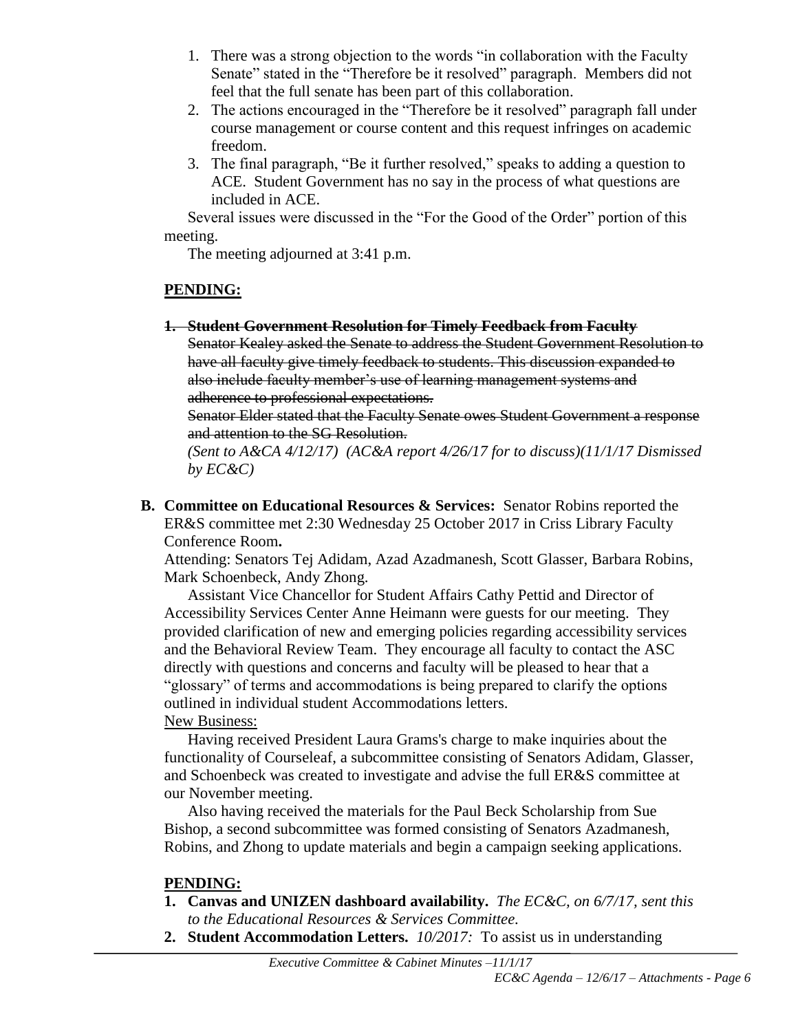1. There was a strong objection to the words "in collaboration with the Faculty Senate" stated in the "Therefore be it resolved" paragraph. Members did not feel that the full senate has been part of this collaboration.
2. The actions encouraged in the "Therefore be it resolved" paragraph fall under course management or course content and this request infringes on academic freedom.
3. The final paragraph, "Be it further resolved," speaks to adding a question to ACE. Student Government has no say in the process of what questions are included in ACE.

Several issues were discussed in the "For the Good of the Order" portion of this meeting.

The meeting adjourned at 3:41 p.m.

**PENDING:**

1. ~~**Student Government Resolution for Timely Feedback from Faculty**~~
   ~~Senator Kealey asked the Senate to address the Student Government Resolution to have all faculty give timely feedback to students. This discussion expanded to also include faculty member's use of learning management systems and adherence to professional expectations.~~
   ~~Senator Elder stated that the Faculty Senate owes Student Government a response and attention to the SG Resolution.~~
   *(Sent to A&CA 4/12/17) (AC&A report 4/26/17 for to discuss)(11/1/17 Dismissed by EC&C)*

**B. Committee on Educational Resources & Services:** Senator Robins reported the ER&S committee met 2:30 Wednesday 25 October 2017 in Criss Library Faculty Conference Room**.**

Attending: Senators Tej Adidam, Azad Azadmanesh, Scott Glasser, Barbara Robins, Mark Schoenbeck, Andy Zhong.

Assistant Vice Chancellor for Student Affairs Cathy Pettid and Director of Accessibility Services Center Anne Heimann were guests for our meeting. They provided clarification of new and emerging policies regarding accessibility services and the Behavioral Review Team. They encourage all faculty to contact the ASC directly with questions and concerns and faculty will be pleased to hear that a "glossary" of terms and accommodations is being prepared to clarify the options outlined in individual student Accommodations letters.

New Business:

Having received President Laura Grams's charge to make inquiries about the functionality of Courseleaf, a subcommittee consisting of Senators Adidam, Glasser, and Schoenbeck was created to investigate and advise the full ER&S committee at our November meeting.

Also having received the materials for the Paul Beck Scholarship from Sue Bishop, a second subcommittee was formed consisting of Senators Azadmanesh, Robins, and Zhong to update materials and begin a campaign seeking applications.

**PENDING:**

1. **Canvas and UNIZEN dashboard availability.** *The EC&C, on 6/7/17, sent this to the Educational Resources & Services Committee.*
2. **Student Accommodation Letters.** *10/2017:* To assist us in understanding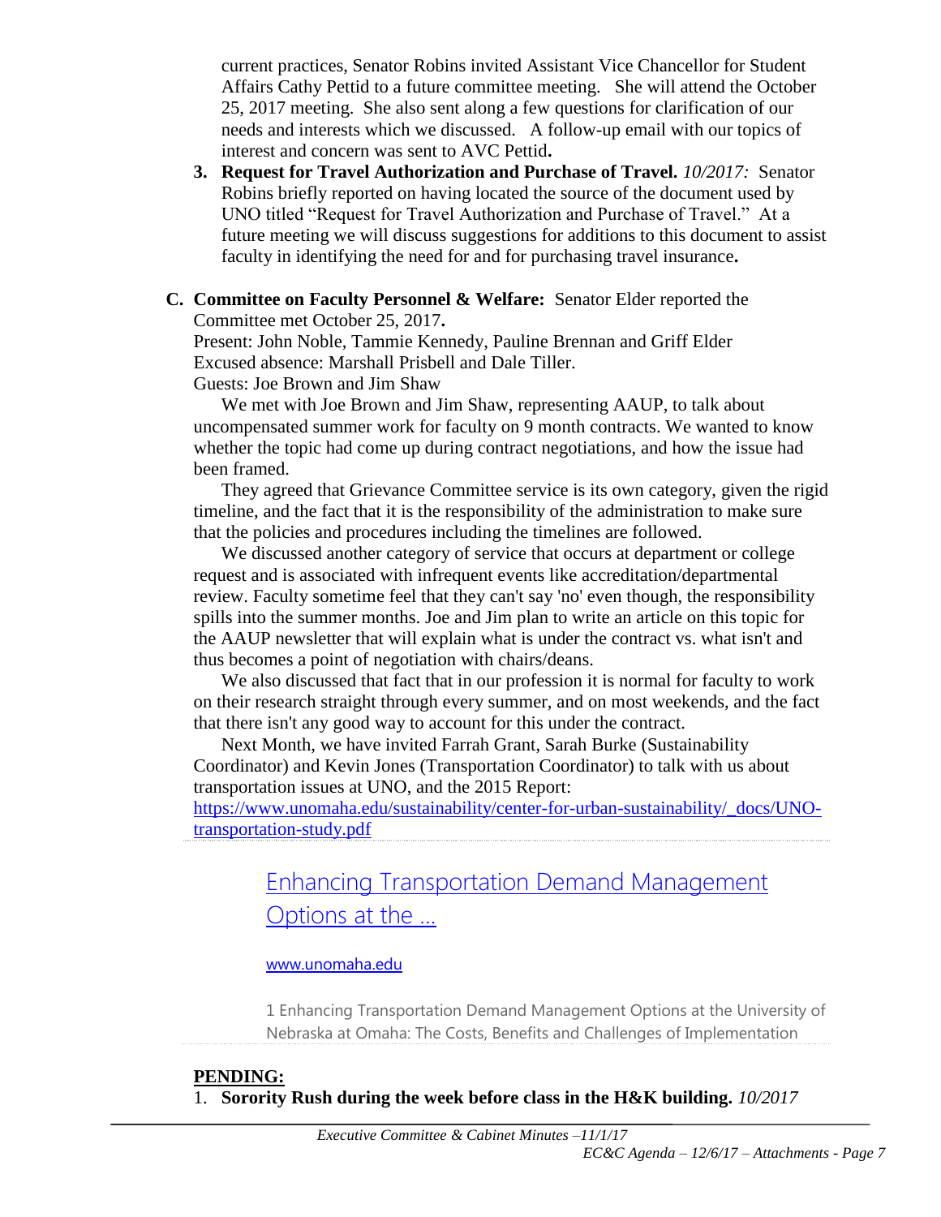current practices, Senator Robins invited Assistant Vice Chancellor for Student Affairs Cathy Pettid to a future committee meeting. She will attend the October 25, 2017 meeting. She also sent along a few questions for clarification of our needs and interests which we discussed. A follow-up email with our topics of interest and concern was sent to AVC Pettid**.**

3. **Request for Travel Authorization and Purchase of Travel.** *10/2017:* Senator Robins briefly reported on having located the source of the document used by UNO titled "Request for Travel Authorization and Purchase of Travel." At a future meeting we will discuss suggestions for additions to this document to assist faculty in identifying the need for and for purchasing travel insurance**.**

**C. Committee on Faculty Personnel & Welfare:** Senator Elder reported the Committee met October 25, 2017**.**

Present: John Noble, Tammie Kennedy, Pauline Brennan and Griff Elder
Excused absence: Marshall Prisbell and Dale Tiller.
Guests: Joe Brown and Jim Shaw

We met with Joe Brown and Jim Shaw, representing AAUP, to talk about uncompensated summer work for faculty on 9 month contracts. We wanted to know whether the topic had come up during contract negotiations, and how the issue had been framed.

They agreed that Grievance Committee service is its own category, given the rigid timeline, and the fact that it is the responsibility of the administration to make sure that the policies and procedures including the timelines are followed.

We discussed another category of service that occurs at department or college request and is associated with infrequent events like accreditation/departmental review. Faculty sometime feel that they can't say 'no' even though, the responsibility spills into the summer months. Joe and Jim plan to write an article on this topic for the AAUP newsletter that will explain what is under the contract vs. what isn't and thus becomes a point of negotiation with chairs/deans.

We also discussed that fact that in our profession it is normal for faculty to work on their research straight through every summer, and on most weekends, and the fact that there isn't any good way to account for this under the contract.

Next Month, we have invited Farrah Grant, Sarah Burke (Sustainability Coordinator) and Kevin Jones (Transportation Coordinator) to talk with us about transportation issues at UNO, and the 2015 Report:
https://www.unomaha.edu/sustainability/center-for-urban-sustainability/_docs/UNO-transportation-study.pdf

> [Enhancing Transportation Demand Management Options at the ...](https://www.unomaha.edu/sustainability/center-for-urban-sustainability/_docs/UNO-transportation-study.pdf)
>
> www.unomaha.edu
>
> 1 Enhancing Transportation Demand Management Options at the University of Nebraska at Omaha: The Costs, Benefits and Challenges of Implementation

**PENDING:**

1. **Sorority Rush during the week before class in the H&K building.** *10/2017*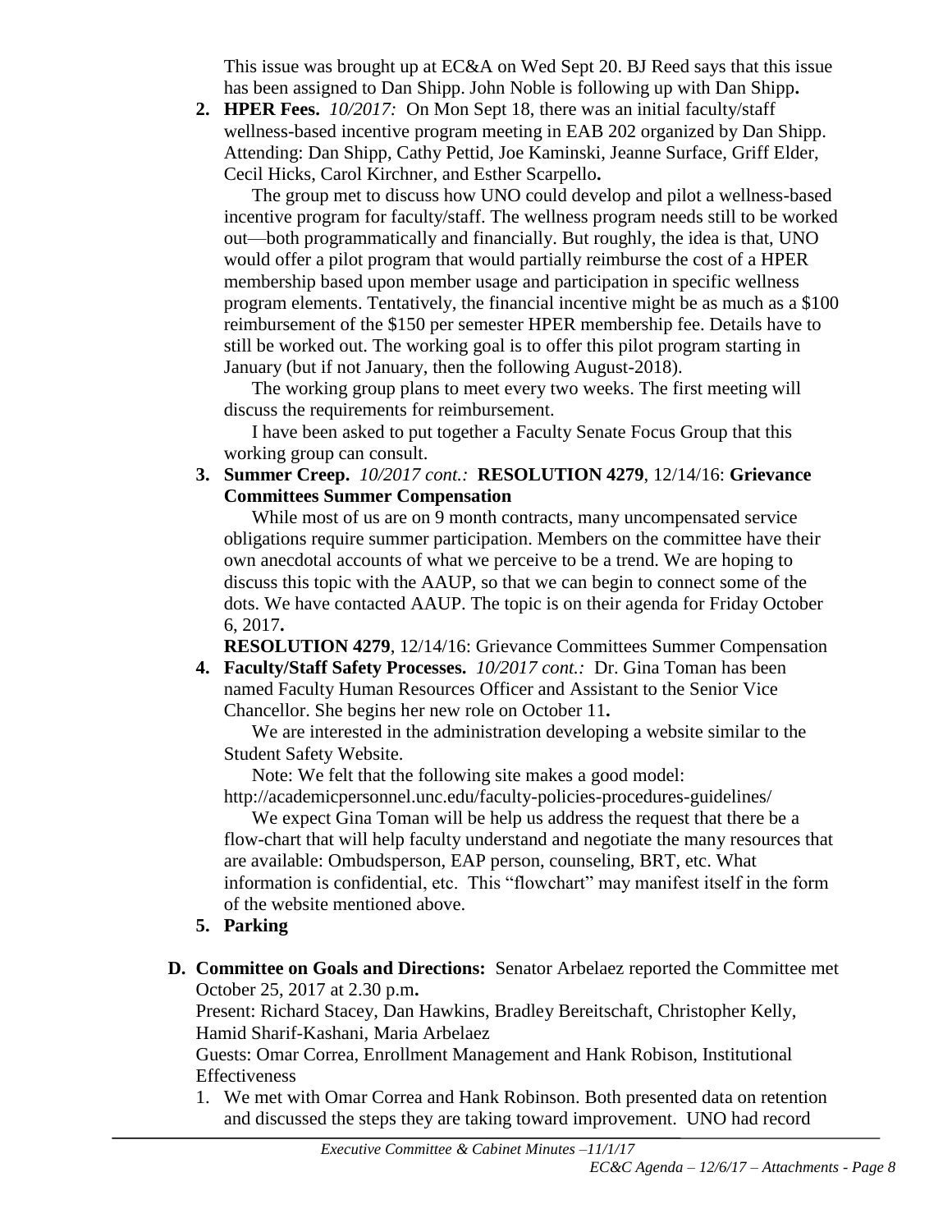This issue was brought up at EC&A on Wed Sept 20. BJ Reed says that this issue has been assigned to Dan Shipp. John Noble is following up with Dan Shipp**.**

2. **HPER Fees.** *10/2017:* On Mon Sept 18, there was an initial faculty/staff wellness-based incentive program meeting in EAB 202 organized by Dan Shipp. Attending: Dan Shipp, Cathy Pettid, Joe Kaminski, Jeanne Surface, Griff Elder, Cecil Hicks, Carol Kirchner, and Esther Scarpello**.**

   The group met to discuss how UNO could develop and pilot a wellness-based incentive program for faculty/staff. The wellness program needs still to be worked out—both programmatically and financially. But roughly, the idea is that, UNO would offer a pilot program that would partially reimburse the cost of a HPER membership based upon member usage and participation in specific wellness program elements. Tentatively, the financial incentive might be as much as a $100 reimbursement of the $150 per semester HPER membership fee. Details have to still be worked out. The working goal is to offer this pilot program starting in January (but if not January, then the following August-2018).

   The working group plans to meet every two weeks. The first meeting will discuss the requirements for reimbursement.

   I have been asked to put together a Faculty Senate Focus Group that this working group can consult.

3. **Summer Creep.** *10/2017 cont.:* **RESOLUTION 4279**, 12/14/16: **Grievance Committees Summer Compensation**

   While most of us are on 9 month contracts, many uncompensated service obligations require summer participation. Members on the committee have their own anecdotal accounts of what we perceive to be a trend. We are hoping to discuss this topic with the AAUP, so that we can begin to connect some of the dots. We have contacted AAUP. The topic is on their agenda for Friday October 6, 2017**.**

   **RESOLUTION 4279**, 12/14/16: Grievance Committees Summer Compensation

4. **Faculty/Staff Safety Processes.** *10/2017 cont.:* Dr. Gina Toman has been named Faculty Human Resources Officer and Assistant to the Senior Vice Chancellor. She begins her new role on October 11**.**

   We are interested in the administration developing a website similar to the Student Safety Website.

   Note: We felt that the following site makes a good model: http://academicpersonnel.unc.edu/faculty-policies-procedures-guidelines/

   We expect Gina Toman will be help us address the request that there be a flow-chart that will help faculty understand and negotiate the many resources that are available: Ombudsperson, EAP person, counseling, BRT, etc. What information is confidential, etc. This "flowchart" may manifest itself in the form of the website mentioned above.

5. **Parking**

**D. Committee on Goals and Directions:** Senator Arbelaez reported the Committee met October 25, 2017 at 2.30 p.m**.**

Present: Richard Stacey, Dan Hawkins, Bradley Bereitschaft, Christopher Kelly, Hamid Sharif-Kashani, Maria Arbelaez

Guests: Omar Correa, Enrollment Management and Hank Robison, Institutional Effectiveness

1. We met with Omar Correa and Hank Robinson. Both presented data on retention and discussed the steps they are taking toward improvement. UNO had record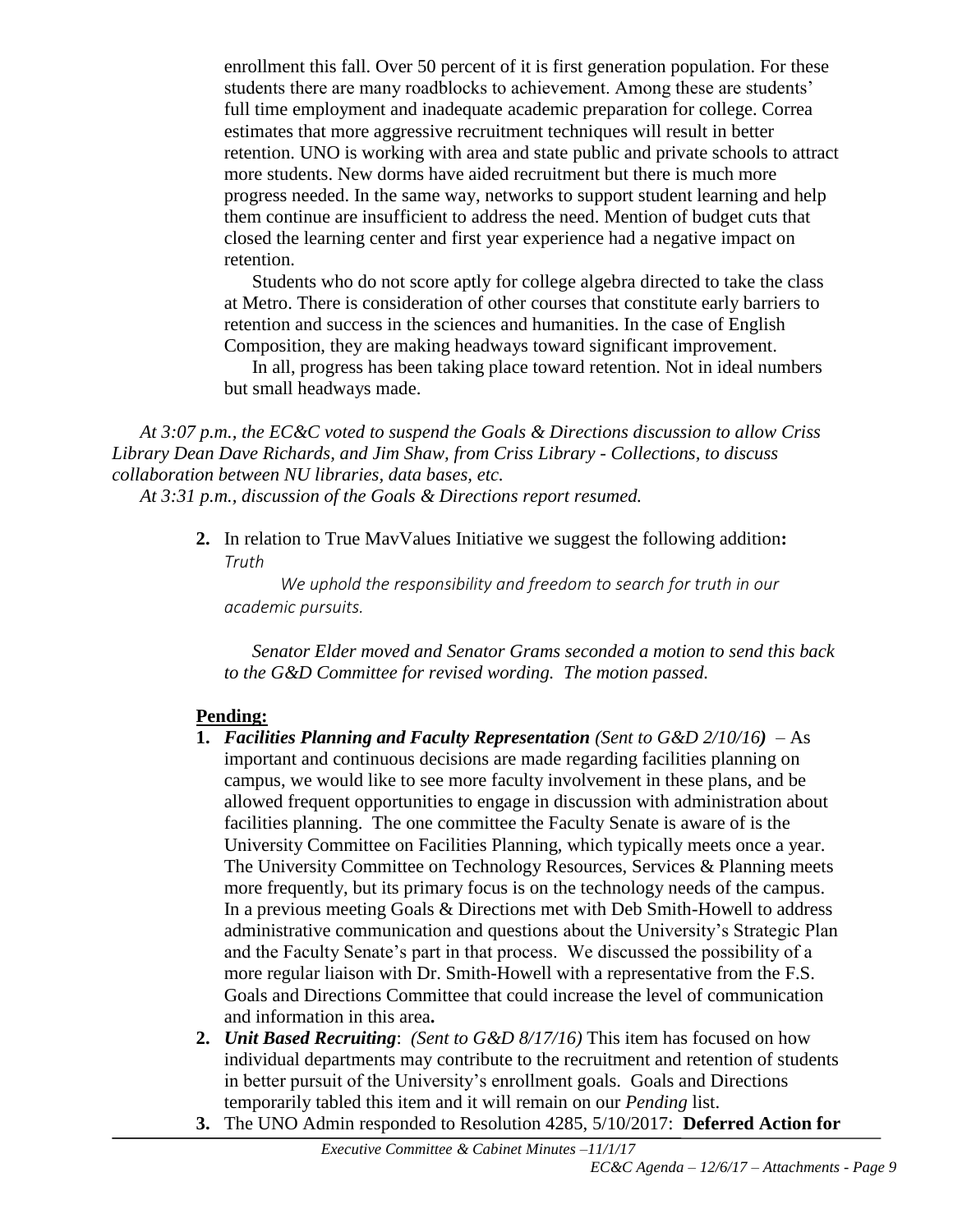enrollment this fall. Over 50 percent of it is first generation population. For these students there are many roadblocks to achievement. Among these are students' full time employment and inadequate academic preparation for college. Correa estimates that more aggressive recruitment techniques will result in better retention. UNO is working with area and state public and private schools to attract more students. New dorms have aided recruitment but there is much more progress needed. In the same way, networks to support student learning and help them continue are insufficient to address the need. Mention of budget cuts that closed the learning center and first year experience had a negative impact on retention.

Students who do not score aptly for college algebra directed to take the class at Metro. There is consideration of other courses that constitute early barriers to retention and success in the sciences and humanities. In the case of English Composition, they are making headways toward significant improvement.

In all, progress has been taking place toward retention. Not in ideal numbers but small headways made.

*At 3:07 p.m., the EC&C voted to suspend the Goals & Directions discussion to allow Criss Library Dean Dave Richards, and Jim Shaw, from Criss Library - Collections, to discuss collaboration between NU libraries, data bases, etc.*

*At 3:31 p.m., discussion of the Goals & Directions report resumed.*

2. In relation to True MavValues Initiative we suggest the following addition**:**
   *Truth*

   *We uphold the responsibility and freedom to search for truth in our academic pursuits.*

   *Senator Elder moved and Senator Grams seconded a motion to send this back to the G&D Committee for revised wording. The motion passed.*

**Pending:**

1. ***Facilities Planning and Faculty Representation*** *(Sent to G&D 2/10/16)* – As important and continuous decisions are made regarding facilities planning on campus, we would like to see more faculty involvement in these plans, and be allowed frequent opportunities to engage in discussion with administration about facilities planning. The one committee the Faculty Senate is aware of is the University Committee on Facilities Planning, which typically meets once a year. The University Committee on Technology Resources, Services & Planning meets more frequently, but its primary focus is on the technology needs of the campus. In a previous meeting Goals & Directions met with Deb Smith-Howell to address administrative communication and questions about the University's Strategic Plan and the Faculty Senate's part in that process. We discussed the possibility of a more regular liaison with Dr. Smith-Howell with a representative from the F.S. Goals and Directions Committee that could increase the level of communication and information in this area**.**
2. ***Unit Based Recruiting***: *(Sent to G&D 8/17/16)* This item has focused on how individual departments may contribute to the recruitment and retention of students in better pursuit of the University's enrollment goals. Goals and Directions temporarily tabled this item and it will remain on our *Pending* list.
3. The UNO Admin responded to Resolution 4285, 5/10/2017: **Deferred Action for**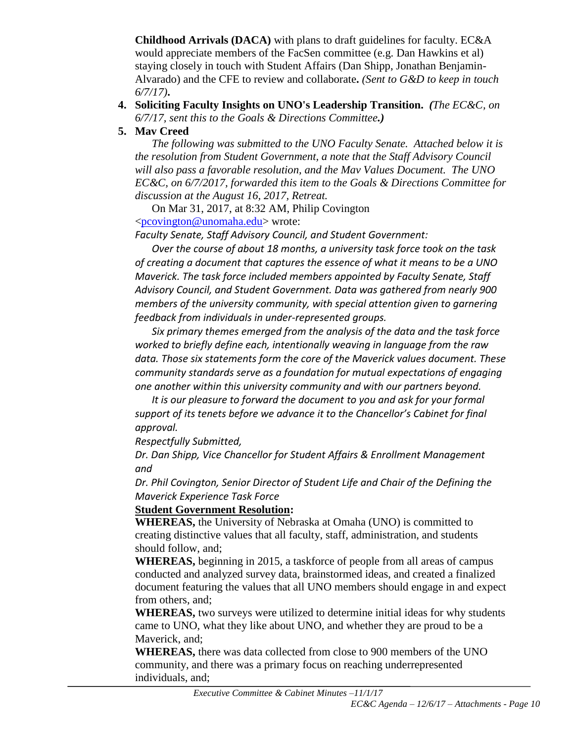**Childhood Arrivals (DACA)** with plans to draft guidelines for faculty. EC&A would appreciate members of the FacSen committee (e.g. Dan Hawkins et al) staying closely in touch with Student Affairs (Dan Shipp, Jonathan Benjamin-Alvarado) and the CFE to review and collaborate**.** *(Sent to G&D to keep in touch 6/7/17)***.**

4. **Soliciting Faculty Insights on UNO's Leadership Transition.** ***(****The EC&C, on 6/7/17, sent this to the Goals & Directions Committee****.)***
5. **Mav Creed**

   *The following was submitted to the UNO Faculty Senate. Attached below it is the resolution from Student Government, a note that the Staff Advisory Council will also pass a favorable resolution, and the Mav Values Document. The UNO EC&C, on 6/7/2017, forwarded this item to the Goals & Directions Committee for discussion at the August 16, 2017, Retreat.*

   On Mar 31, 2017, at 8:32 AM, Philip Covington <pcovington@unomaha.edu> wrote:

   *Faculty Senate, Staff Advisory Council, and Student Government:*

   *Over the course of about 18 months, a university task force took on the task of creating a document that captures the essence of what it means to be a UNO Maverick. The task force included members appointed by Faculty Senate, Staff Advisory Council, and Student Government. Data was gathered from nearly 900 members of the university community, with special attention given to garnering feedback from individuals in under-represented groups.*

   *Six primary themes emerged from the analysis of the data and the task force worked to briefly define each, intentionally weaving in language from the raw data. Those six statements form the core of the Maverick values document. These community standards serve as a foundation for mutual expectations of engaging one another within this university community and with our partners beyond.*

   *It is our pleasure to forward the document to you and ask for your formal support of its tenets before we advance it to the Chancellor's Cabinet for final approval.*

   *Respectfully Submitted,*

   *Dr. Dan Shipp, Vice Chancellor for Student Affairs & Enrollment Management and*

   *Dr. Phil Covington, Senior Director of Student Life and Chair of the Defining the Maverick Experience Task Force*

   **Student Government Resolution:**

   **WHEREAS,** the University of Nebraska at Omaha (UNO) is committed to creating distinctive values that all faculty, staff, administration, and students should follow, and;

   **WHEREAS,** beginning in 2015, a taskforce of people from all areas of campus conducted and analyzed survey data, brainstormed ideas, and created a finalized document featuring the values that all UNO members should engage in and expect from others, and;

   **WHEREAS,** two surveys were utilized to determine initial ideas for why students came to UNO, what they like about UNO, and whether they are proud to be a Maverick, and;

   **WHEREAS,** there was data collected from close to 900 members of the UNO community, and there was a primary focus on reaching underrepresented individuals, and;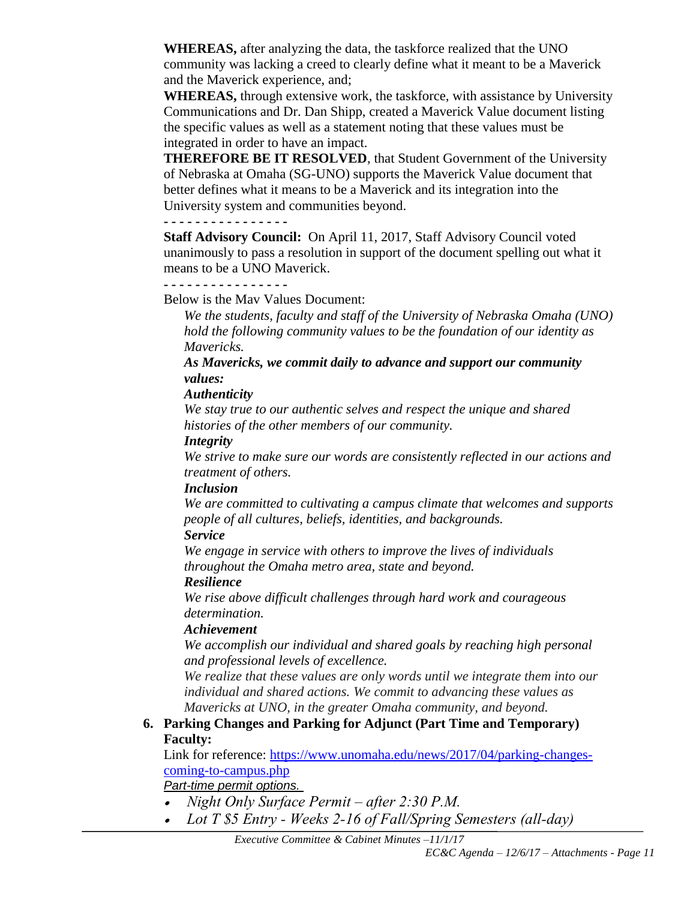**WHEREAS,** after analyzing the data, the taskforce realized that the UNO community was lacking a creed to clearly define what it meant to be a Maverick and the Maverick experience, and;

**WHEREAS,** through extensive work, the taskforce, with assistance by University Communications and Dr. Dan Shipp, created a Maverick Value document listing the specific values as well as a statement noting that these values must be integrated in order to have an impact.

**THEREFORE BE IT RESOLVED**, that Student Government of the University of Nebraska at Omaha (SG-UNO) supports the Maverick Value document that better defines what it means to be a Maverick and its integration into the University system and communities beyond.

- - - - - - - - - - - - - - - -

**Staff Advisory Council:** On April 11, 2017, Staff Advisory Council voted unanimously to pass a resolution in support of the document spelling out what it means to be a UNO Maverick.

- - - - - - - - - - - - - - - -

Below is the Mav Values Document:

*We the students, faculty and staff of the University of Nebraska Omaha (UNO) hold the following community values to be the foundation of our identity as Mavericks.*

***As Mavericks, we commit daily to advance and support our community values:***

***Authenticity***

*We stay true to our authentic selves and respect the unique and shared histories of the other members of our community.*

***Integrity***

*We strive to make sure our words are consistently reflected in our actions and treatment of others.*

***Inclusion***

*We are committed to cultivating a campus climate that welcomes and supports people of all cultures, beliefs, identities, and backgrounds.*

***Service***

*We engage in service with others to improve the lives of individuals throughout the Omaha metro area, state and beyond.*

***Resilience***

*We rise above difficult challenges through hard work and courageous determination.*

***Achievement***

*We accomplish our individual and shared goals by reaching high personal and professional levels of excellence.*

*We realize that these values are only words until we integrate them into our individual and shared actions. We commit to advancing these values as Mavericks at UNO, in the greater Omaha community, and beyond.*

6. **Parking Changes and Parking for Adjunct (Part Time and Temporary) Faculty:**

   Link for reference: [https://www.unomaha.edu/news/2017/04/parking-changes-coming-to-campus.php](https://www.unomaha.edu/news/2017/04/parking-changes-coming-to-campus.php)

   *Part-time permit options.*

   - *Night Only Surface Permit – after 2:30 P.M.*
   - *Lot T $5 Entry - Weeks 2-16 of Fall/Spring Semesters (all-day)*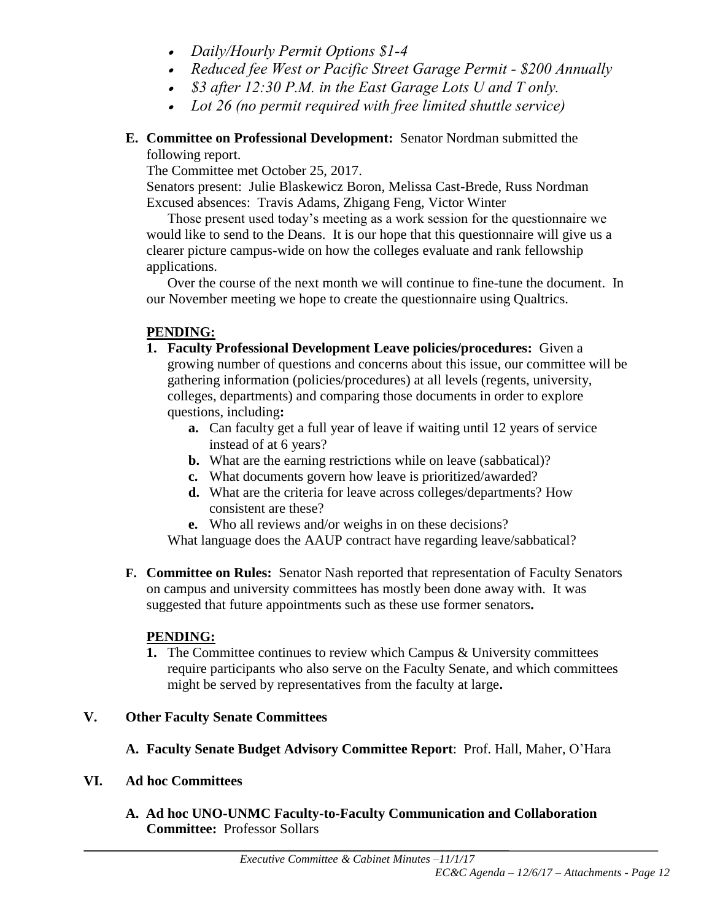- *Daily/Hourly Permit Options $1-4*
- *Reduced fee West or Pacific Street Garage Permit - $200 Annually*
- *$3 after 12:30 P.M. in the East Garage Lots U and T only.*
- *Lot 26 (no permit required with free limited shuttle service)*

**E. Committee on Professional Development:** Senator Nordman submitted the following report.

The Committee met October 25, 2017.

Senators present: Julie Blaskewicz Boron, Melissa Cast-Brede, Russ Nordman

Excused absences: Travis Adams, Zhigang Feng, Victor Winter

Those present used today's meeting as a work session for the questionnaire we would like to send to the Deans. It is our hope that this questionnaire will give us a clearer picture campus-wide on how the colleges evaluate and rank fellowship applications.

Over the course of the next month we will continue to fine-tune the document. In our November meeting we hope to create the questionnaire using Qualtrics.

**PENDING:**

**1. Faculty Professional Development Leave policies/procedures:** Given a growing number of questions and concerns about this issue, our committee will be gathering information (policies/procedures) at all levels (regents, university, colleges, departments) and comparing those documents in order to explore questions, including**:**

   **a.** Can faculty get a full year of leave if waiting until 12 years of service instead of at 6 years?

   **b.** What are the earning restrictions while on leave (sabbatical)?

   **c.** What documents govern how leave is prioritized/awarded?

   **d.** What are the criteria for leave across colleges/departments? How consistent are these?

   **e.** Who all reviews and/or weighs in on these decisions?

   What language does the AAUP contract have regarding leave/sabbatical?

**F. Committee on Rules:** Senator Nash reported that representation of Faculty Senators on campus and university committees has mostly been done away with. It was suggested that future appointments such as these use former senators**.**

**PENDING:**

**1.** The Committee continues to review which Campus & University committees require participants who also serve on the Faculty Senate, and which committees might be served by representatives from the faculty at large**.**

## V. Other Faculty Senate Committees

**A. Faculty Senate Budget Advisory Committee Report**: Prof. Hall, Maher, O'Hara

## VI. Ad hoc Committees

**A. Ad hoc UNO-UNMC Faculty-to-Faculty Communication and Collaboration Committee:** Professor Sollars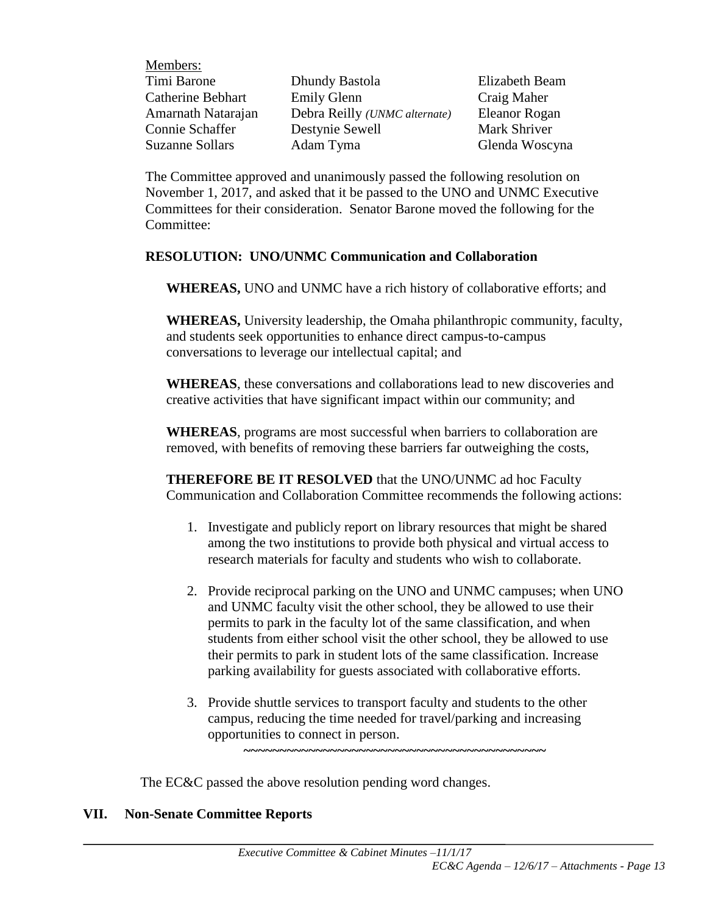Members:

| | | |
|---|---|---|
| Timi Barone | Dhundy Bastola | Elizabeth Beam |
| Catherine Bebhart | Emily Glenn | Craig Maher |
| Amarnath Natarajan | Debra Reilly *(UNMC alternate)* | Eleanor Rogan |
| Connie Schaffer | Destynie Sewell | Mark Shriver |
| Suzanne Sollars | Adam Tyma | Glenda Woscyna |

The Committee approved and unanimously passed the following resolution on November 1, 2017, and asked that it be passed to the UNO and UNMC Executive Committees for their consideration. Senator Barone moved the following for the Committee:

**RESOLUTION: UNO/UNMC Communication and Collaboration**

**WHEREAS,** UNO and UNMC have a rich history of collaborative efforts; and

**WHEREAS,** University leadership, the Omaha philanthropic community, faculty, and students seek opportunities to enhance direct campus-to-campus conversations to leverage our intellectual capital; and

**WHEREAS**, these conversations and collaborations lead to new discoveries and creative activities that have significant impact within our community; and

**WHEREAS**, programs are most successful when barriers to collaboration are removed, with benefits of removing these barriers far outweighing the costs,

**THEREFORE BE IT RESOLVED** that the UNO/UNMC ad hoc Faculty Communication and Collaboration Committee recommends the following actions:

1. Investigate and publicly report on library resources that might be shared among the two institutions to provide both physical and virtual access to research materials for faculty and students who wish to collaborate.

2. Provide reciprocal parking on the UNO and UNMC campuses; when UNO and UNMC faculty visit the other school, they be allowed to use their permits to park in the faculty lot of the same classification, and when students from either school visit the other school, they be allowed to use their permits to park in student lots of the same classification. Increase parking availability for guests associated with collaborative efforts.

3. Provide shuttle services to transport faculty and students to the other campus, reducing the time needed for travel/parking and increasing opportunities to connect in person.

~~~~~~~~~~~~~~~~~~~~~~~~~~~~~~~~~~~~~~~~~~~

The EC&C passed the above resolution pending word changes.

## VII. Non-Senate Committee Reports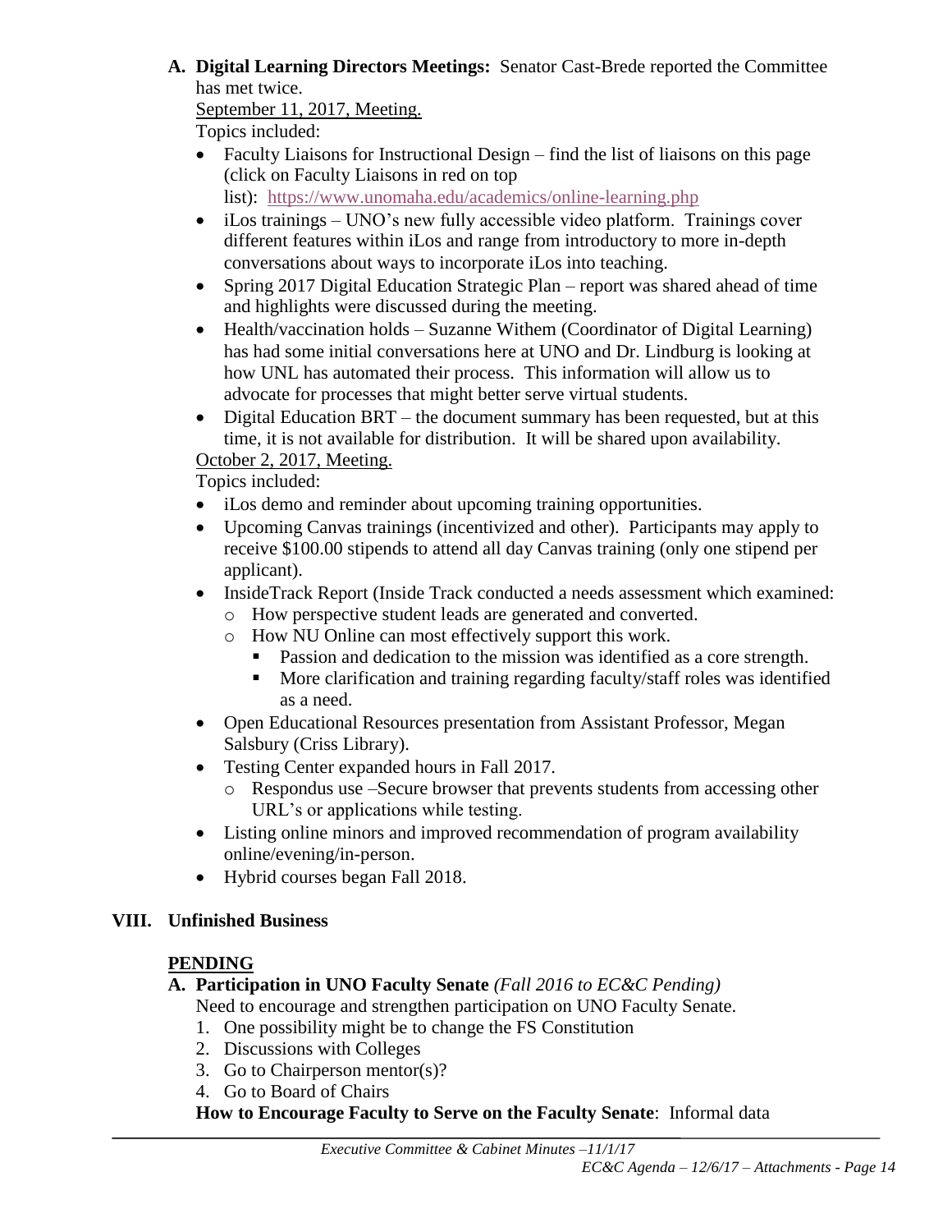**A. Digital Learning Directors Meetings:** Senator Cast-Brede reported the Committee has met twice.

September 11, 2017, Meeting.

Topics included:

- Faculty Liaisons for Instructional Design – find the list of liaisons on this page (click on Faculty Liaisons in red on top list): https://www.unomaha.edu/academics/online-learning.php
- iLos trainings – UNO's new fully accessible video platform. Trainings cover different features within iLos and range from introductory to more in-depth conversations about ways to incorporate iLos into teaching.
- Spring 2017 Digital Education Strategic Plan – report was shared ahead of time and highlights were discussed during the meeting.
- Health/vaccination holds – Suzanne Withem (Coordinator of Digital Learning) has had some initial conversations here at UNO and Dr. Lindburg is looking at how UNL has automated their process. This information will allow us to advocate for processes that might better serve virtual students.
- Digital Education BRT – the document summary has been requested, but at this time, it is not available for distribution. It will be shared upon availability.

October 2, 2017, Meeting.

Topics included:

- iLos demo and reminder about upcoming training opportunities.
- Upcoming Canvas trainings (incentivized and other). Participants may apply to receive \$100.00 stipends to attend all day Canvas training (only one stipend per applicant).
- InsideTrack Report (Inside Track conducted a needs assessment which examined:
  - How perspective student leads are generated and converted.
  - How NU Online can most effectively support this work.
    - Passion and dedication to the mission was identified as a core strength.
    - More clarification and training regarding faculty/staff roles was identified as a need.
- Open Educational Resources presentation from Assistant Professor, Megan Salsbury (Criss Library).
- Testing Center expanded hours in Fall 2017.
  - Respondus use –Secure browser that prevents students from accessing other URL's or applications while testing.
- Listing online minors and improved recommendation of program availability online/evening/in-person.
- Hybrid courses began Fall 2018.

## VIII. Unfinished Business

**PENDING**

**A. Participation in UNO Faculty Senate** *(Fall 2016 to EC&C Pending)*

Need to encourage and strengthen participation on UNO Faculty Senate.

1. One possibility might be to change the FS Constitution
2. Discussions with Colleges
3. Go to Chairperson mentor(s)?
4. Go to Board of Chairs

**How to Encourage Faculty to Serve on the Faculty Senate**: Informal data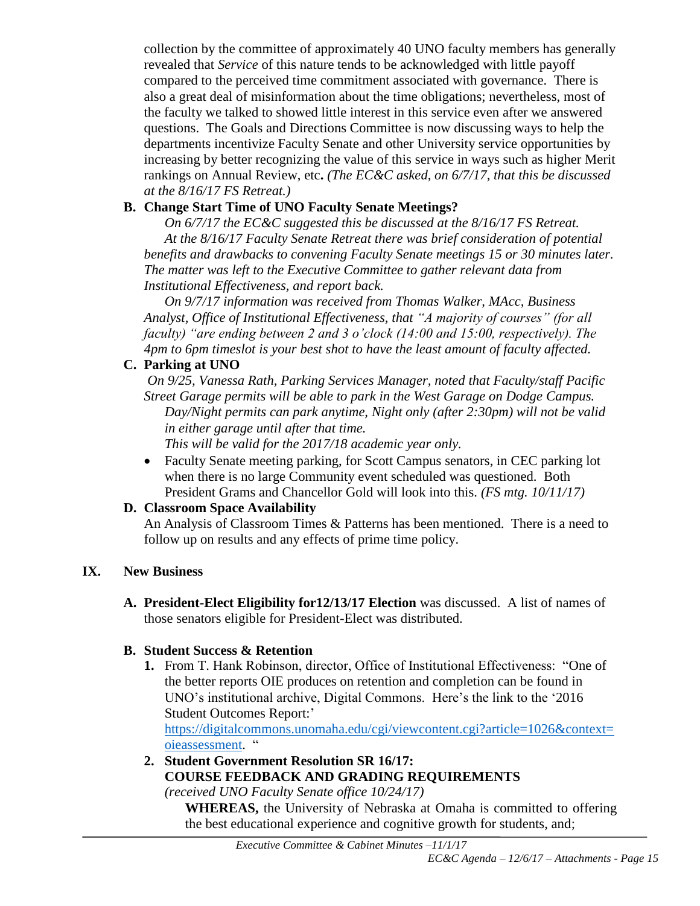collection by the committee of approximately 40 UNO faculty members has generally revealed that *Service* of this nature tends to be acknowledged with little payoff compared to the perceived time commitment associated with governance. There is also a great deal of misinformation about the time obligations; nevertheless, most of the faculty we talked to showed little interest in this service even after we answered questions. The Goals and Directions Committee is now discussing ways to help the departments incentivize Faculty Senate and other University service opportunities by increasing by better recognizing the value of this service in ways such as higher Merit rankings on Annual Review, etc**.** *(The EC&C asked, on 6/7/17, that this be discussed at the 8/16/17 FS Retreat.)*

**B. Change Start Time of UNO Faculty Senate Meetings?**

*On 6/7/17 the EC&C suggested this be discussed at the 8/16/17 FS Retreat.*

*At the 8/16/17 Faculty Senate Retreat there was brief consideration of potential benefits and drawbacks to convening Faculty Senate meetings 15 or 30 minutes later. The matter was left to the Executive Committee to gather relevant data from Institutional Effectiveness, and report back.*

*On 9/7/17 information was received from Thomas Walker, MAcc, Business Analyst, Office of Institutional Effectiveness, that "A majority of courses" (for all faculty) "are ending between 2 and 3 o'clock (14:00 and 15:00, respectively). The 4pm to 6pm timeslot is your best shot to have the least amount of faculty affected.*

**C. Parking at UNO**

*On 9/25, Vanessa Rath, Parking Services Manager, noted that Faculty/staff Pacific Street Garage permits will be able to park in the West Garage on Dodge Campus.*

*Day/Night permits can park anytime, Night only (after 2:30pm) will not be valid in either garage until after that time.*

*This will be valid for the 2017/18 academic year only.*

- Faculty Senate meeting parking, for Scott Campus senators, in CEC parking lot when there is no large Community event scheduled was questioned. Both President Grams and Chancellor Gold will look into this. *(FS mtg. 10/11/17)*

**D. Classroom Space Availability**

An Analysis of Classroom Times & Patterns has been mentioned. There is a need to follow up on results and any effects of prime time policy.

## IX. New Business

**A. President-Elect Eligibility for12/13/17 Election** was discussed. A list of names of those senators eligible for President-Elect was distributed.

**B. Student Success & Retention**

1. From T. Hank Robinson, director, Office of Institutional Effectiveness: "One of the better reports OIE produces on retention and completion can be found in UNO's institutional archive, Digital Commons. Here's the link to the '2016 Student Outcomes Report:' https://digitalcommons.unomaha.edu/cgi/viewcontent.cgi?article=1026&context=oieassessment. "
2. **Student Government Resolution SR 16/17: COURSE FEEDBACK AND GRADING REQUIREMENTS**
   *(received UNO Faculty Senate office 10/24/17)*

   **WHEREAS,** the University of Nebraska at Omaha is committed to offering the best educational experience and cognitive growth for students, and;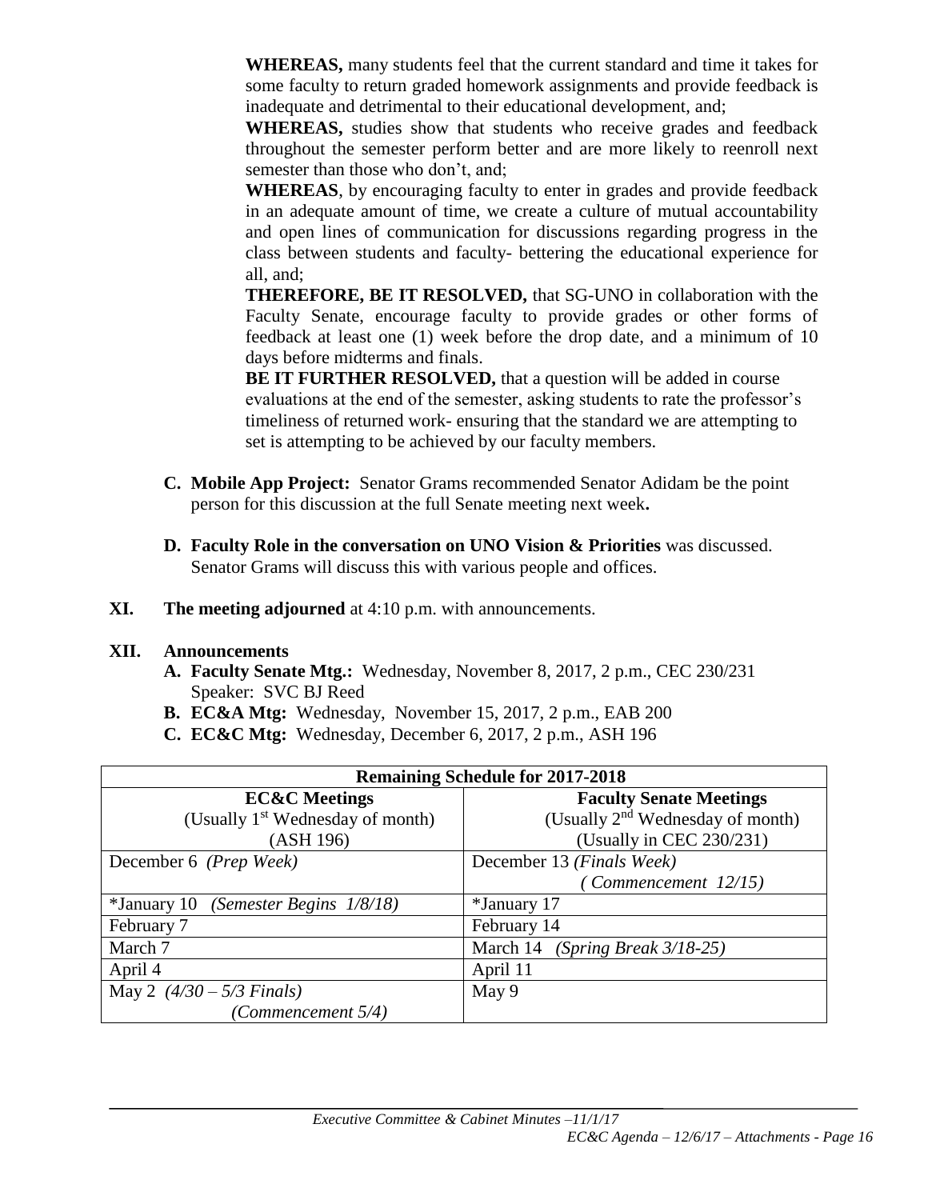**WHEREAS,** many students feel that the current standard and time it takes for some faculty to return graded homework assignments and provide feedback is inadequate and detrimental to their educational development, and;

**WHEREAS,** studies show that students who receive grades and feedback throughout the semester perform better and are more likely to reenroll next semester than those who don't, and;

**WHEREAS**, by encouraging faculty to enter in grades and provide feedback in an adequate amount of time, we create a culture of mutual accountability and open lines of communication for discussions regarding progress in the class between students and faculty- bettering the educational experience for all, and;

**THEREFORE, BE IT RESOLVED,** that SG-UNO in collaboration with the Faculty Senate, encourage faculty to provide grades or other forms of feedback at least one (1) week before the drop date, and a minimum of 10 days before midterms and finals.

**BE IT FURTHER RESOLVED,** that a question will be added in course evaluations at the end of the semester, asking students to rate the professor's timeliness of returned work- ensuring that the standard we are attempting to set is attempting to be achieved by our faculty members.

**C. Mobile App Project:** Senator Grams recommended Senator Adidam be the point person for this discussion at the full Senate meeting next week**.**

**D. Faculty Role in the conversation on UNO Vision & Priorities** was discussed. Senator Grams will discuss this with various people and offices.

**XI. The meeting adjourned** at 4:10 p.m. with announcements.

**XII. Announcements**

**A. Faculty Senate Mtg.:** Wednesday, November 8, 2017, 2 p.m., CEC 230/231
Speaker: SVC BJ Reed

**B. EC&A Mtg:** Wednesday, November 15, 2017, 2 p.m., EAB 200

**C. EC&C Mtg:** Wednesday, December 6, 2017, 2 p.m., ASH 196

| **Remaining Schedule for 2017-2018** | |
|---|---|
| **EC&C Meetings**<br>(Usually 1st Wednesday of month)<br>(ASH 196) | **Faculty Senate Meetings**<br>(Usually 2nd Wednesday of month)<br>(Usually in CEC 230/231) |
| December 6 *(Prep Week)* | December 13 *(Finals Week)*<br>*( Commencement 12/15)* |
| *January 10 *(Semester Begins 1/8/18)* | *January 17 |
| February 7 | February 14 |
| March 7 | March 14 *(Spring Break 3/18-25)* |
| April 4 | April 11 |
| May 2 *(4/30 – 5/3 Finals)*<br>*(Commencement 5/4)* | May 9 |